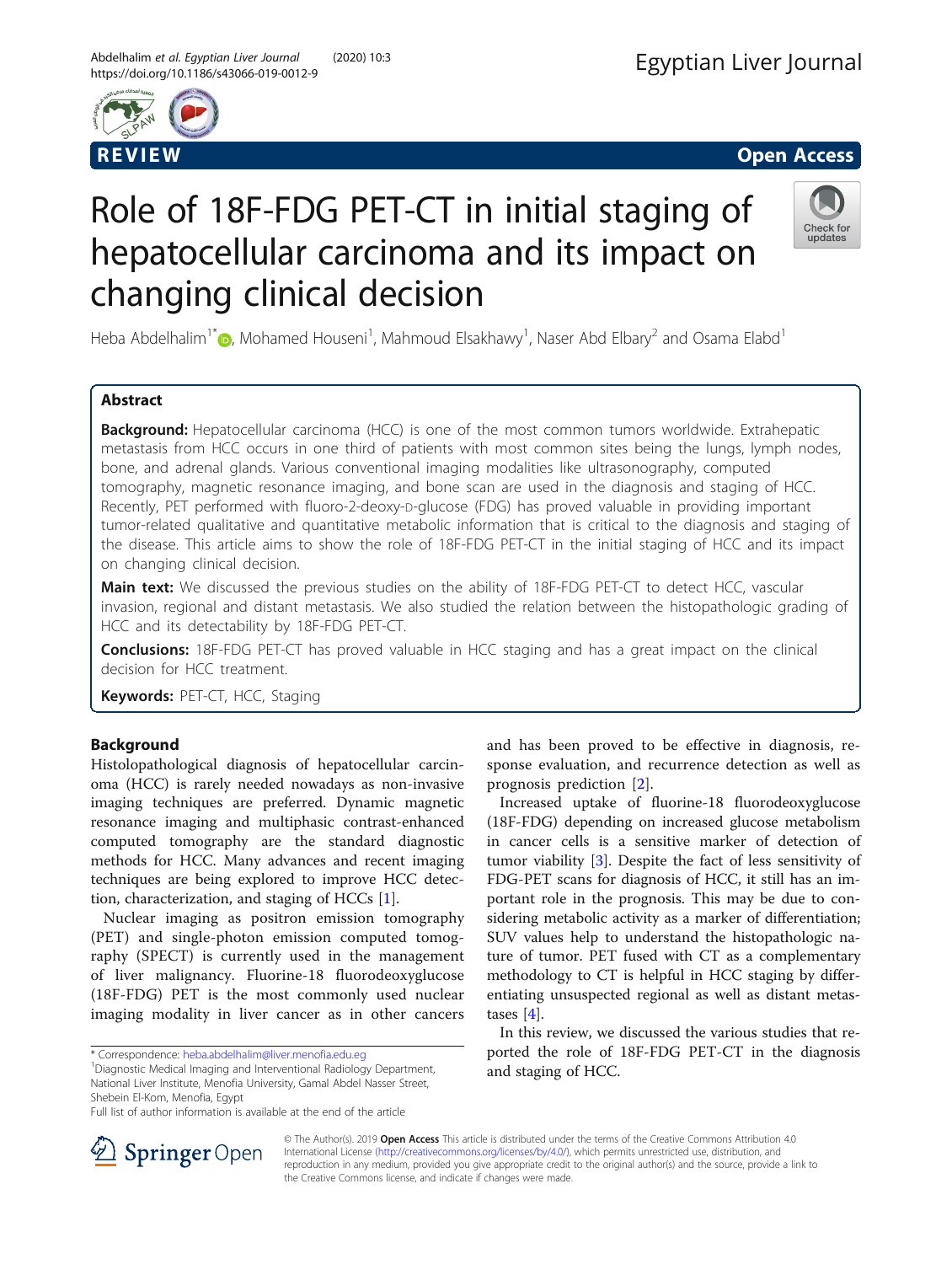REVIEW

Open Access

# Role of 18F-FDG PET-CT in initial staging of hepatocellular carcinoma and its impact on changing clinical decision

Heba Abdelhalim[1*], Mohamed Houseni[1], Mahmoud Elsakhawy[1], Naser Abd Elbary[2] and Osama Elabd[1]

## Abstract

**Background:** Hepatocellular carcinoma (HCC) is one of the most common tumors worldwide. Extrahepatic metastasis from HCC occurs in one third of patients with most common sites being the lungs, lymph nodes, bone, and adrenal glands. Various conventional imaging modalities like ultrasonography, computed tomography, magnetic resonance imaging, and bone scan are used in the diagnosis and staging of HCC. Recently, PET performed with fluoro-2-deoxy-D-glucose (FDG) has proved valuable in providing important tumor-related qualitative and quantitative metabolic information that is critical to the diagnosis and staging of the disease. This article aims to show the role of 18F-FDG PET-CT in the initial staging of HCC and its impact on changing clinical decision.

**Main text:** We discussed the previous studies on the ability of 18F-FDG PET-CT to detect HCC, vascular invasion, regional and distant metastasis. We also studied the relation between the histopathologic grading of HCC and its detectability by 18F-FDG PET-CT.

**Conclusions:** 18F-FDG PET-CT has proved valuable in HCC staging and has a great impact on the clinical decision for HCC treatment.

**Keywords:** PET-CT, HCC, Staging

## Background

Histolopathological diagnosis of hepatocellular carcinoma (HCC) is rarely needed nowadays as non-invasive imaging techniques are preferred. Dynamic magnetic resonance imaging and multiphasic contrast-enhanced computed tomography are the standard diagnostic methods for HCC. Many advances and recent imaging techniques are being explored to improve HCC detection, characterization, and staging of HCCs [1].

Nuclear imaging as positron emission tomography (PET) and single-photon emission computed tomography (SPECT) is currently used in the management of liver malignancy. Fluorine-18 fluorodeoxyglucose (18F-FDG) PET is the most commonly used nuclear imaging modality in liver cancer as in other cancers and has been proved to be effective in diagnosis, response evaluation, and recurrence detection as well as prognosis prediction [2].

Increased uptake of fluorine-18 fluorodeoxyglucose (18F-FDG) depending on increased glucose metabolism in cancer cells is a sensitive marker of detection of tumor viability [3]. Despite the fact of less sensitivity of FDG-PET scans for diagnosis of HCC, it still has an important role in the prognosis. This may be due to considering metabolic activity as a marker of differentiation; SUV values help to understand the histopathologic nature of tumor. PET fused with CT as a complementary methodology to CT is helpful in HCC staging by differentiating unsuspected regional as well as distant metastases [4].

In this review, we discussed the various studies that reported the role of 18F-FDG PET-CT in the diagnosis and staging of HCC.

* Correspondence: heba.abdelhalim@liver.menofia.edu.eg
[1]Diagnostic Medical Imaging and Interventional Radiology Department, National Liver Institute, Menofia University, Gamal Abdel Nasser Street, Shebein El-Kom, Menofia, Egypt
Full list of author information is available at the end of the article

© The Author(s). 2019 **Open Access** This article is distributed under the terms of the Creative Commons Attribution 4.0 International License (http://creativecommons.org/licenses/by/4.0/), which permits unrestricted use, distribution, and reproduction in any medium, provided you give appropriate credit to the original author(s) and the source, provide a link to the Creative Commons license, and indicate if changes were made.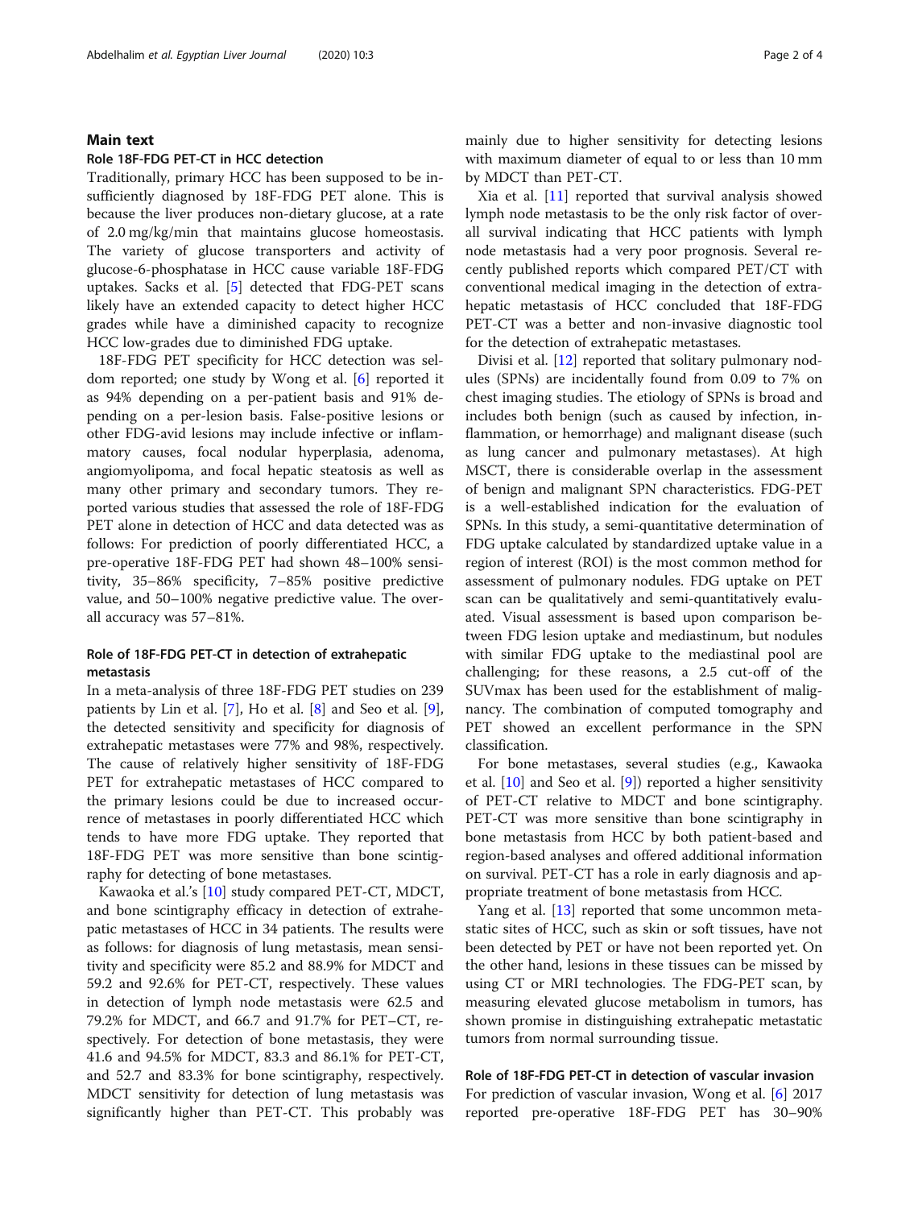## Main text

### Role 18F-FDG PET-CT in HCC detection

Traditionally, primary HCC has been supposed to be insufficiently diagnosed by 18F-FDG PET alone. This is because the liver produces non-dietary glucose, at a rate of 2.0 mg/kg/min that maintains glucose homeostasis. The variety of glucose transporters and activity of glucose-6-phosphatase in HCC cause variable 18F-FDG uptakes. Sacks et al. [5] detected that FDG-PET scans likely have an extended capacity to detect higher HCC grades while have a diminished capacity to recognize HCC low-grades due to diminished FDG uptake.

18F-FDG PET specificity for HCC detection was seldom reported; one study by Wong et al. [6] reported it as 94% depending on a per-patient basis and 91% depending on a per-lesion basis. False-positive lesions or other FDG-avid lesions may include infective or inflammatory causes, focal nodular hyperplasia, adenoma, angiomyolipoma, and focal hepatic steatosis as well as many other primary and secondary tumors. They reported various studies that assessed the role of 18F-FDG PET alone in detection of HCC and data detected was as follows: For prediction of poorly differentiated HCC, a pre-operative 18F-FDG PET had shown 48–100% sensitivity, 35–86% specificity, 7–85% positive predictive value, and 50–100% negative predictive value. The overall accuracy was 57–81%.

### Role of 18F-FDG PET-CT in detection of extrahepatic metastasis

In a meta-analysis of three 18F-FDG PET studies on 239 patients by Lin et al. [7], Ho et al. [8] and Seo et al. [9], the detected sensitivity and specificity for diagnosis of extrahepatic metastases were 77% and 98%, respectively. The cause of relatively higher sensitivity of 18F-FDG PET for extrahepatic metastases of HCC compared to the primary lesions could be due to increased occurrence of metastases in poorly differentiated HCC which tends to have more FDG uptake. They reported that 18F-FDG PET was more sensitive than bone scintigraphy for detecting of bone metastases.

Kawaoka et al.'s [10] study compared PET-CT, MDCT, and bone scintigraphy efficacy in detection of extrahepatic metastases of HCC in 34 patients. The results were as follows: for diagnosis of lung metastasis, mean sensitivity and specificity were 85.2 and 88.9% for MDCT and 59.2 and 92.6% for PET-CT, respectively. These values in detection of lymph node metastasis were 62.5 and 79.2% for MDCT, and 66.7 and 91.7% for PET–CT, respectively. For detection of bone metastasis, they were 41.6 and 94.5% for MDCT, 83.3 and 86.1% for PET-CT, and 52.7 and 83.3% for bone scintigraphy, respectively. MDCT sensitivity for detection of lung metastasis was significantly higher than PET-CT. This probably was mainly due to higher sensitivity for detecting lesions with maximum diameter of equal to or less than 10 mm by MDCT than PET-CT.

Xia et al. [11] reported that survival analysis showed lymph node metastasis to be the only risk factor of overall survival indicating that HCC patients with lymph node metastasis had a very poor prognosis. Several recently published reports which compared PET/CT with conventional medical imaging in the detection of extrahepatic metastasis of HCC concluded that 18F-FDG PET-CT was a better and non-invasive diagnostic tool for the detection of extrahepatic metastases.

Divisi et al. [12] reported that solitary pulmonary nodules (SPNs) are incidentally found from 0.09 to 7% on chest imaging studies. The etiology of SPNs is broad and includes both benign (such as caused by infection, inflammation, or hemorrhage) and malignant disease (such as lung cancer and pulmonary metastases). At high MSCT, there is considerable overlap in the assessment of benign and malignant SPN characteristics. FDG-PET is a well-established indication for the evaluation of SPNs. In this study, a semi-quantitative determination of FDG uptake calculated by standardized uptake value in a region of interest (ROI) is the most common method for assessment of pulmonary nodules. FDG uptake on PET scan can be qualitatively and semi-quantitatively evaluated. Visual assessment is based upon comparison between FDG lesion uptake and mediastinum, but nodules with similar FDG uptake to the mediastinal pool are challenging; for these reasons, a 2.5 cut-off of the SUVmax has been used for the establishment of malignancy. The combination of computed tomography and PET showed an excellent performance in the SPN classification.

For bone metastases, several studies (e.g., Kawaoka et al. [10] and Seo et al. [9]) reported a higher sensitivity of PET-CT relative to MDCT and bone scintigraphy. PET-CT was more sensitive than bone scintigraphy in bone metastasis from HCC by both patient-based and region-based analyses and offered additional information on survival. PET-CT has a role in early diagnosis and appropriate treatment of bone metastasis from HCC.

Yang et al. [13] reported that some uncommon metastatic sites of HCC, such as skin or soft tissues, have not been detected by PET or have not been reported yet. On the other hand, lesions in these tissues can be missed by using CT or MRI technologies. The FDG-PET scan, by measuring elevated glucose metabolism in tumors, has shown promise in distinguishing extrahepatic metastatic tumors from normal surrounding tissue.

### Role of 18F-FDG PET-CT in detection of vascular invasion

For prediction of vascular invasion, Wong et al. [6] 2017 reported pre-operative 18F-FDG PET has 30–90%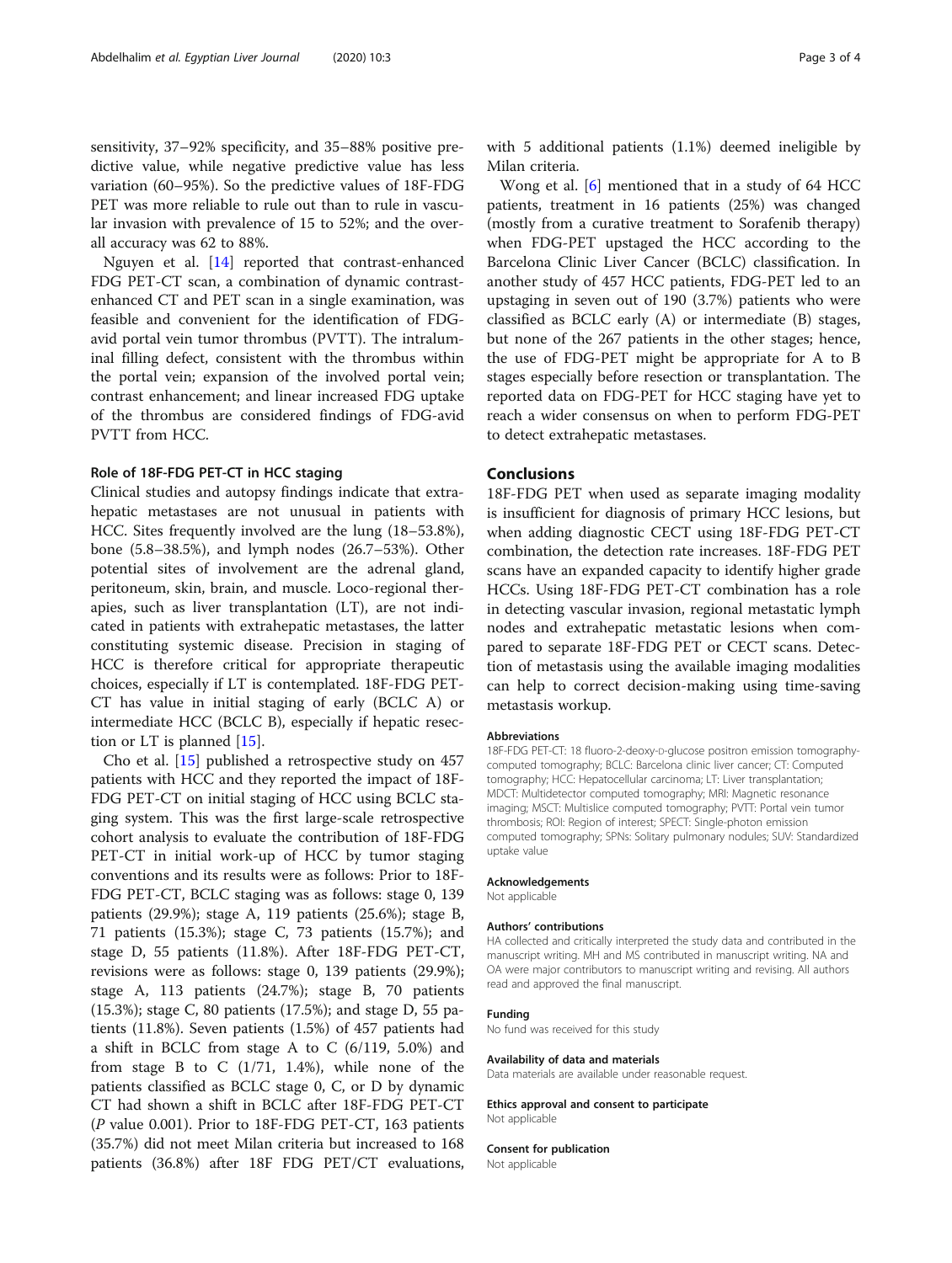sensitivity, 37–92% specificity, and 35–88% positive predictive value, while negative predictive value has less variation (60–95%). So the predictive values of 18F-FDG PET was more reliable to rule out than to rule in vascular invasion with prevalence of 15 to 52%; and the overall accuracy was 62 to 88%.

Nguyen et al. [14] reported that contrast-enhanced FDG PET-CT scan, a combination of dynamic contrast-enhanced CT and PET scan in a single examination, was feasible and convenient for the identification of FDG-avid portal vein tumor thrombus (PVTT). The intraluminal filling defect, consistent with the thrombus within the portal vein; expansion of the involved portal vein; contrast enhancement; and linear increased FDG uptake of the thrombus are considered findings of FDG-avid PVTT from HCC.

### Role of 18F-FDG PET-CT in HCC staging

Clinical studies and autopsy findings indicate that extrahepatic metastases are not unusual in patients with HCC. Sites frequently involved are the lung (18–53.8%), bone (5.8–38.5%), and lymph nodes (26.7–53%). Other potential sites of involvement are the adrenal gland, peritoneum, skin, brain, and muscle. Loco-regional therapies, such as liver transplantation (LT), are not indicated in patients with extrahepatic metastases, the latter constituting systemic disease. Precision in staging of HCC is therefore critical for appropriate therapeutic choices, especially if LT is contemplated. 18F-FDG PET-CT has value in initial staging of early (BCLC A) or intermediate HCC (BCLC B), especially if hepatic resection or LT is planned [15].

Cho et al. [15] published a retrospective study on 457 patients with HCC and they reported the impact of 18F-FDG PET-CT on initial staging of HCC using BCLC staging system. This was the first large-scale retrospective cohort analysis to evaluate the contribution of 18F-FDG PET-CT in initial work-up of HCC by tumor staging conventions and its results were as follows: Prior to 18F-FDG PET-CT, BCLC staging was as follows: stage 0, 139 patients (29.9%); stage A, 119 patients (25.6%); stage B, 71 patients (15.3%); stage C, 73 patients (15.7%); and stage D, 55 patients (11.8%). After 18F-FDG PET-CT, revisions were as follows: stage 0, 139 patients (29.9%); stage A, 113 patients (24.7%); stage B, 70 patients (15.3%); stage C, 80 patients (17.5%); and stage D, 55 patients (11.8%). Seven patients (1.5%) of 457 patients had a shift in BCLC from stage A to C (6/119, 5.0%) and from stage B to C (1/71, 1.4%), while none of the patients classified as BCLC stage 0, C, or D by dynamic CT had shown a shift in BCLC after 18F-FDG PET-CT ($P$ value 0.001). Prior to 18F-FDG PET-CT, 163 patients (35.7%) did not meet Milan criteria but increased to 168 patients (36.8%) after 18F FDG PET/CT evaluations, with 5 additional patients (1.1%) deemed ineligible by Milan criteria.

Wong et al. [6] mentioned that in a study of 64 HCC patients, treatment in 16 patients (25%) was changed (mostly from a curative treatment to Sorafenib therapy) when FDG-PET upstaged the HCC according to the Barcelona Clinic Liver Cancer (BCLC) classification. In another study of 457 HCC patients, FDG-PET led to an upstaging in seven out of 190 (3.7%) patients who were classified as BCLC early (A) or intermediate (B) stages, but none of the 267 patients in the other stages; hence, the use of FDG-PET might be appropriate for A to B stages especially before resection or transplantation. The reported data on FDG-PET for HCC staging have yet to reach a wider consensus on when to perform FDG-PET to detect extrahepatic metastases.

## Conclusions

18F-FDG PET when used as separate imaging modality is insufficient for diagnosis of primary HCC lesions, but when adding diagnostic CECT using 18F-FDG PET-CT combination, the detection rate increases. 18F-FDG PET scans have an expanded capacity to identify higher grade HCCs. Using 18F-FDG PET-CT combination has a role in detecting vascular invasion, regional metastatic lymph nodes and extrahepatic metastatic lesions when compared to separate 18F-FDG PET or CECT scans. Detection of metastasis using the available imaging modalities can help to correct decision-making using time-saving metastasis workup.

#### Abbreviations

18F-FDG PET-CT: 18 fluoro-2-deoxy-D-glucose positron emission tomography-computed tomography; BCLC: Barcelona clinic liver cancer; CT: Computed tomography; HCC: Hepatocellular carcinoma; LT: Liver transplantation; MDCT: Multidetector computed tomography; MRI: Magnetic resonance imaging; MSCT: Multislice computed tomography; PVTT: Portal vein tumor thrombosis; ROI: Region of interest; SPECT: Single-photon emission computed tomography; SPNs: Solitary pulmonary nodules; SUV: Standardized uptake value

#### Acknowledgements

Not applicable

#### Authors' contributions

HA collected and critically interpreted the study data and contributed in the manuscript writing. MH and MS contributed in manuscript writing. NA and OA were major contributors to manuscript writing and revising. All authors read and approved the final manuscript.

#### Funding

No fund was received for this study

#### Availability of data and materials

Data materials are available under reasonable request.

#### Ethics approval and consent to participate

Not applicable

#### Consent for publication

Not applicable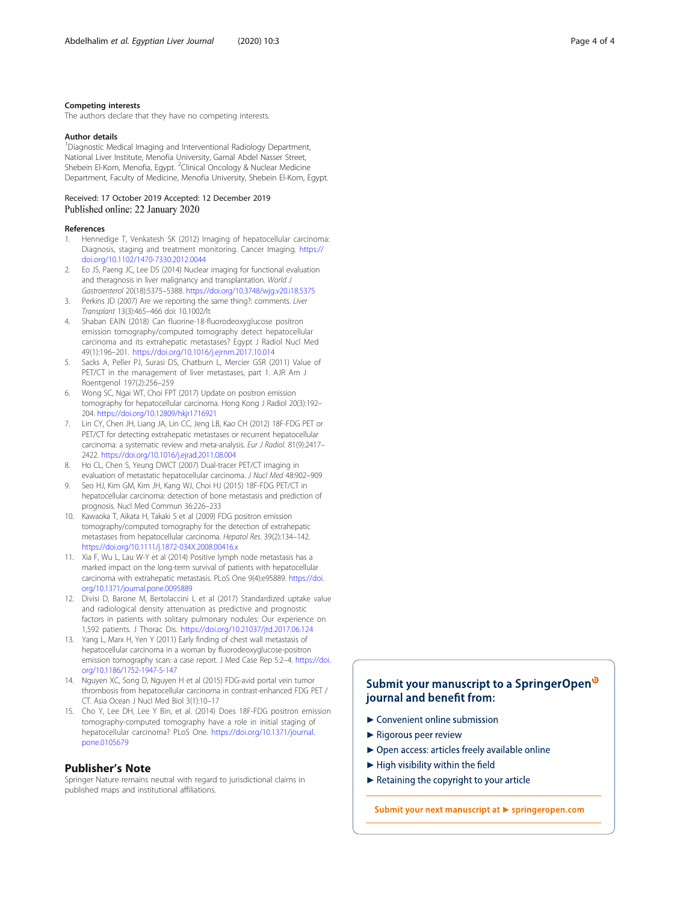#### Competing interests

The authors declare that they have no competing interests.

#### Author details

[1]Diagnostic Medical Imaging and Interventional Radiology Department, National Liver Institute, Menofia University, Gamal Abdel Nasser Street, Shebein El-Kom, Menofia, Egypt. [2]Clinical Oncology & Nuclear Medicine Department, Faculty of Medicine, Menofia University, Shebein El-Kom, Egypt.

Received: 17 October 2019 Accepted: 12 December 2019
Published online: 22 January 2020

#### References

1. Hennedige T, Venkatesh SK (2012) Imaging of hepatocellular carcinoma: Diagnosis, staging and treatment monitoring. Cancer Imaging. https://doi.org/10.1102/1470-7330.2012.0044
2. Eo JS, Paeng JC, Lee DS (2014) Nuclear imaging for functional evaluation and theragnosis in liver malignancy and transplantation. *World J Gastroenterol* 20(18):5375–5388. https://doi.org/10.3748/wjg.v20.i18.5375
3. Perkins JD (2007) Are we reporting the same thing?: comments. *Liver Transplant* 13(3):465–466 doi: 10.1002/lt
4. Shaban EAIN (2018) Can fluorine-18-fluorodeoxyglucose positron emission tomography/computed tomography detect hepatocellular carcinoma and its extrahepatic metastases? Egypt J Radiol Nucl Med 49(1):196–201. https://doi.org/10.1016/j.ejrnm.2017.10.014
5. Sacks A, Peller PJ, Surasi DS, Chatburn L, Mercier GSR (2011) Value of PET/CT in the management of liver metastases, part 1. AJR Am J Roentgenol 197(2):256–259
6. Wong SC, Ngai WT, Choi FPT (2017) Update on positron emission tomography for hepatocellular carcinoma. Hong Kong J Radiol 20(3):192–204. https://doi.org/10.12809/hkjr1716921
7. Lin CY, Chen JH, Liang JA, Lin CC, Jeng LB, Kao CH (2012) 18F-FDG PET or PET/CT for detecting extrahepatic metastases or recurrent hepatocellular carcinoma: a systematic review and meta-analysis. *Eur J Radiol.* 81(9):2417–2422. https://doi.org/10.1016/j.ejrad.2011.08.004
8. Ho CL, Chen S, Yeung DWCT (2007) Dual-tracer PET/CT imaging in evaluation of metastatic hepatocellular carcinoma. *J Nucl Med* 48:902–909
9. Seo HJ, Kim GM, Kim JH, Kang WJ, Choi HJ (2015) 18F-FDG PET/CT in hepatocellular carcinoma: detection of bone metastasis and prediction of prognosis. Nucl Med Commun 36:226–233
10. Kawaoka T, Aikata H, Takaki S et al (2009) FDG positron emission tomography/computed tomography for the detection of extrahepatic metastases from hepatocellular carcinoma. *Hepatol Res.* 39(2):134–142. https://doi.org/10.1111/j.1872-034X.2008.00416.x
11. Xia F, Wu L, Lau W-Y et al (2014) Positive lymph node metastasis has a marked impact on the long-term survival of patients with hepatocellular carcinoma with extrahepatic metastasis. PLoS One 9(4):e95889. https://doi.org/10.1371/journal.pone.0095889
12. Divisi D, Barone M, Bertolaccini L et al (2017) Standardized uptake value and radiological density attenuation as predictive and prognostic factors in patients with solitary pulmonary nodules: Our experience on 1,592 patients. J Thorac Dis. https://doi.org/10.21037/jtd.2017.06.124
13. Yang L, Marx H, Yen Y (2011) Early finding of chest wall metastasis of hepatocellular carcinoma in a woman by fluorodeoxyglucose-positron emission tomography scan: a case report. J Med Case Rep 5:2–4. https://doi.org/10.1186/1752-1947-5-147
14. Nguyen XC, Song D, Nguyen H et al (2015) FDG-avid portal vein tumor thrombosis from hepatocellular carcinoma in contrast-enhanced FDG PET / CT. Asia Ocean J Nucl Med Biol 3(1):10–17
15. Cho Y, Lee DH, Lee Y Bin, et al. (2014) Does 18F-FDG positron emission tomography-computed tomography have a role in initial staging of hepatocellular carcinoma? PLoS One. https://doi.org/10.1371/journal.pone.0105679

## Publisher's Note

Springer Nature remains neutral with regard to jurisdictional claims in published maps and institutional affiliations.

**Submit your manuscript to a SpringerOpen journal and benefit from:**

- ► Convenient online submission
- ► Rigorous peer review
- ► Open access: articles freely available online
- ► High visibility within the field
- ► Retaining the copyright to your article

**Submit your next manuscript at ► springeropen.com**